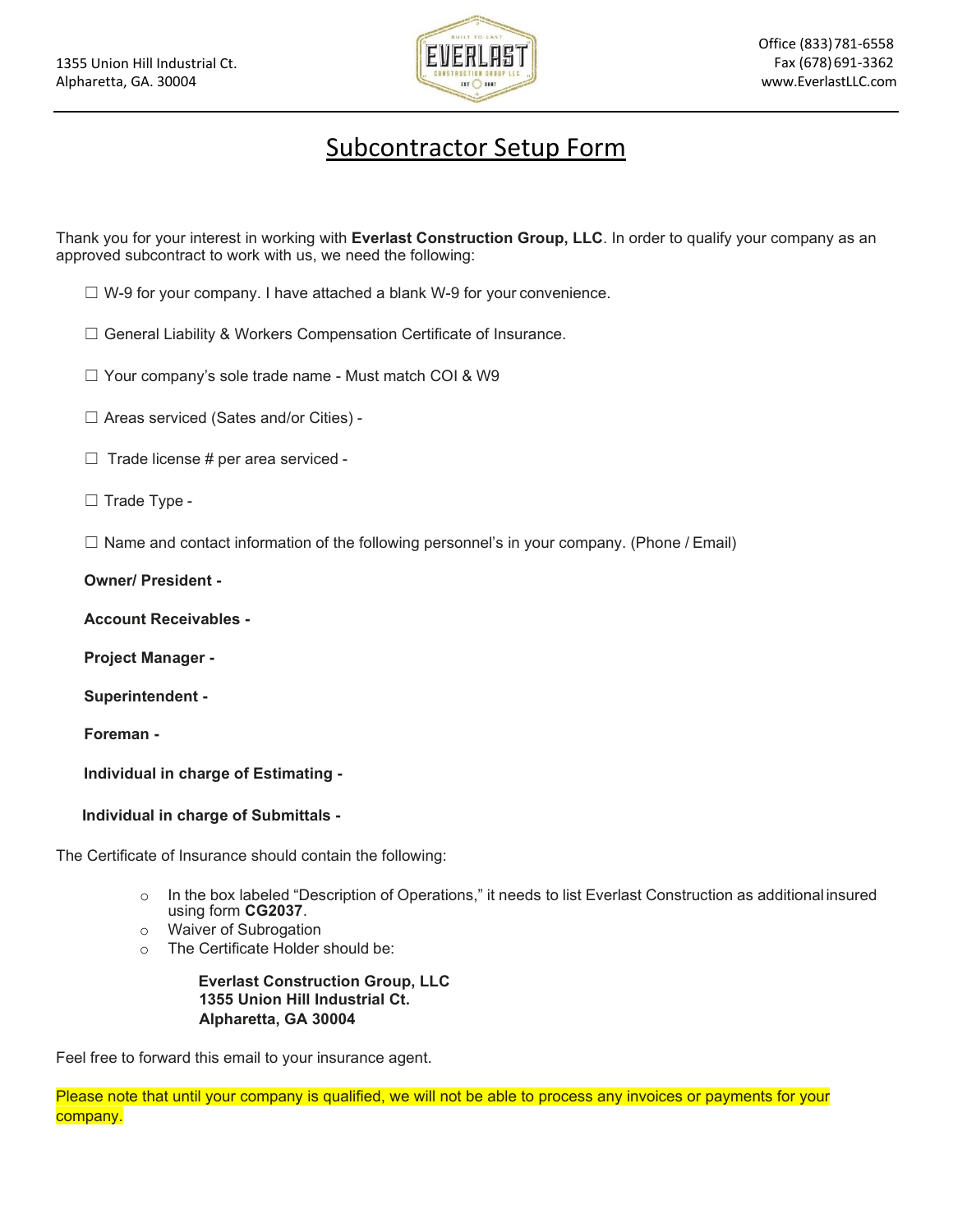1355 Union Hill Industrial Ct.
Alpharetta, GA. 30004

Office (833) 781-6558
Fax (678) 691-3362
www.EverlastLLC.com

# Subcontractor Setup Form

Thank you for your interest in working with **Everlast Construction Group, LLC**. In order to qualify your company as an approved subcontract to work with us, we need the following:

☐ W-9 for your company. I have attached a blank W-9 for your convenience.

☐ General Liability & Workers Compensation Certificate of Insurance.

☐ Your company's sole trade name - Must match COI & W9

☐ Areas serviced (Sates and/or Cities) -

☐ Trade license # per area serviced -

☐ Trade Type -

☐ Name and contact information of the following personnel's in your company. (Phone / Email)

**Owner/ President -**

**Account Receivables -**

**Project Manager -**

**Superintendent -**

**Foreman -**

**Individual in charge of Estimating -**

**Individual in charge of Submittals -**

The Certificate of Insurance should contain the following:

- In the box labeled "Description of Operations," it needs to list Everlast Construction as additional insured using form **CG2037**.
- Waiver of Subrogation
- The Certificate Holder should be:

  **Everlast Construction Group, LLC**
  **1355 Union Hill Industrial Ct.**
  **Alpharetta, GA 30004**

Feel free to forward this email to your insurance agent.

Please note that until your company is qualified, we will not be able to process any invoices or payments for your company.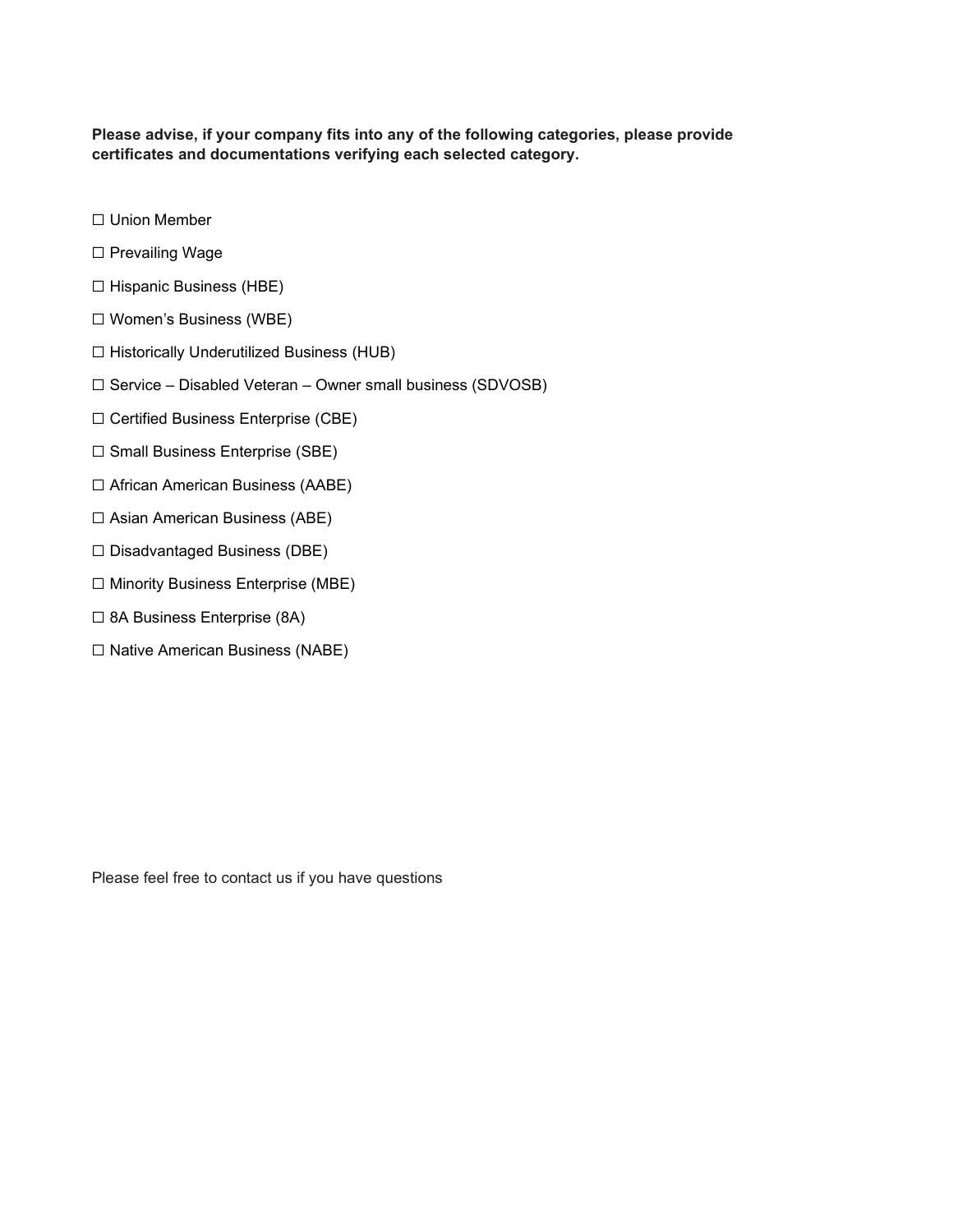**Please advise, if your company fits into any of the following categories, please provide certificates and documentations verifying each selected category.**

☐ Union Member

☐ Prevailing Wage

☐ Hispanic Business (HBE)

☐ Women's Business (WBE)

☐ Historically Underutilized Business (HUB)

☐ Service – Disabled Veteran – Owner small business (SDVOSB)

☐ Certified Business Enterprise (CBE)

☐ Small Business Enterprise (SBE)

☐ African American Business (AABE)

☐ Asian American Business (ABE)

☐ Disadvantaged Business (DBE)

☐ Minority Business Enterprise (MBE)

☐ 8A Business Enterprise (8A)

☐ Native American Business (NABE)

Please feel free to contact us if you have questions